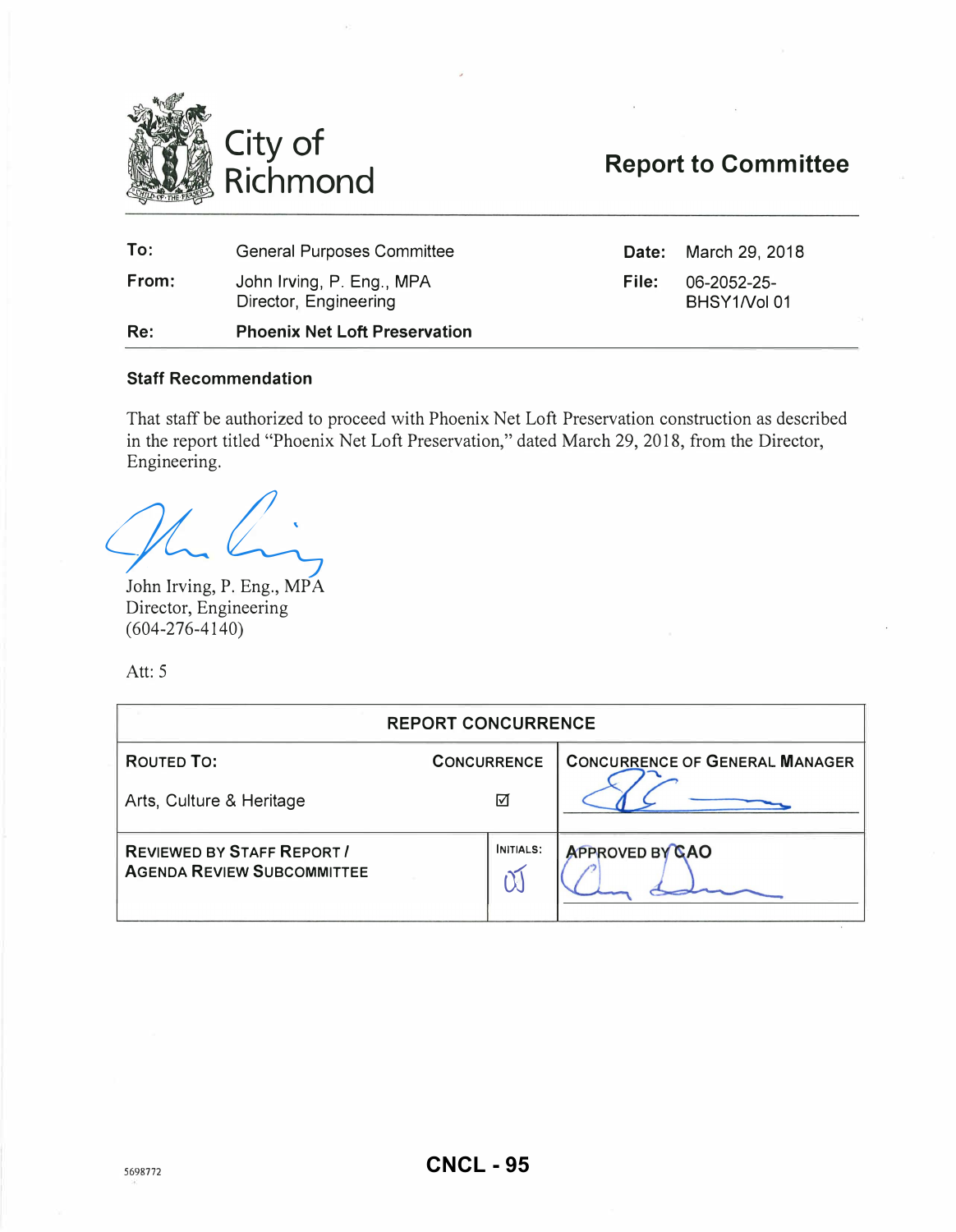# City of Richmond

## Report to Committee

| | | | |
|---|---|---|---|
| **To:** | General Purposes Committee | **Date:** | March 29, 2018 |
| **From:** | John Irving, P. Eng., MPA<br>Director, Engineering | **File:** | 06-2052-25-BHSY1/Vol 01 |
| **Re:** | **Phoenix Net Loft Preservation** | | |

### Staff Recommendation

That staff be authorized to proceed with Phoenix Net Loft Preservation construction as described in the report titled "Phoenix Net Loft Preservation," dated March 29, 2018, from the Director, Engineering.

John Irving, P. Eng., MPA
Director, Engineering
(604-276-4140)

Att: 5

| REPORT CONCURRENCE | | |
|---|---|---|
| **ROUTED TO:** | **CONCURRENCE** | **CONCURRENCE OF GENERAL MANAGER** |
| Arts, Culture & Heritage | ☑ | |
| **REVIEWED BY STAFF REPORT / AGENDA REVIEW SUBCOMMITTEE** | **INITIALS:** | **APPROVED BY CAO** |
| | | |

5698772

CNCL - 95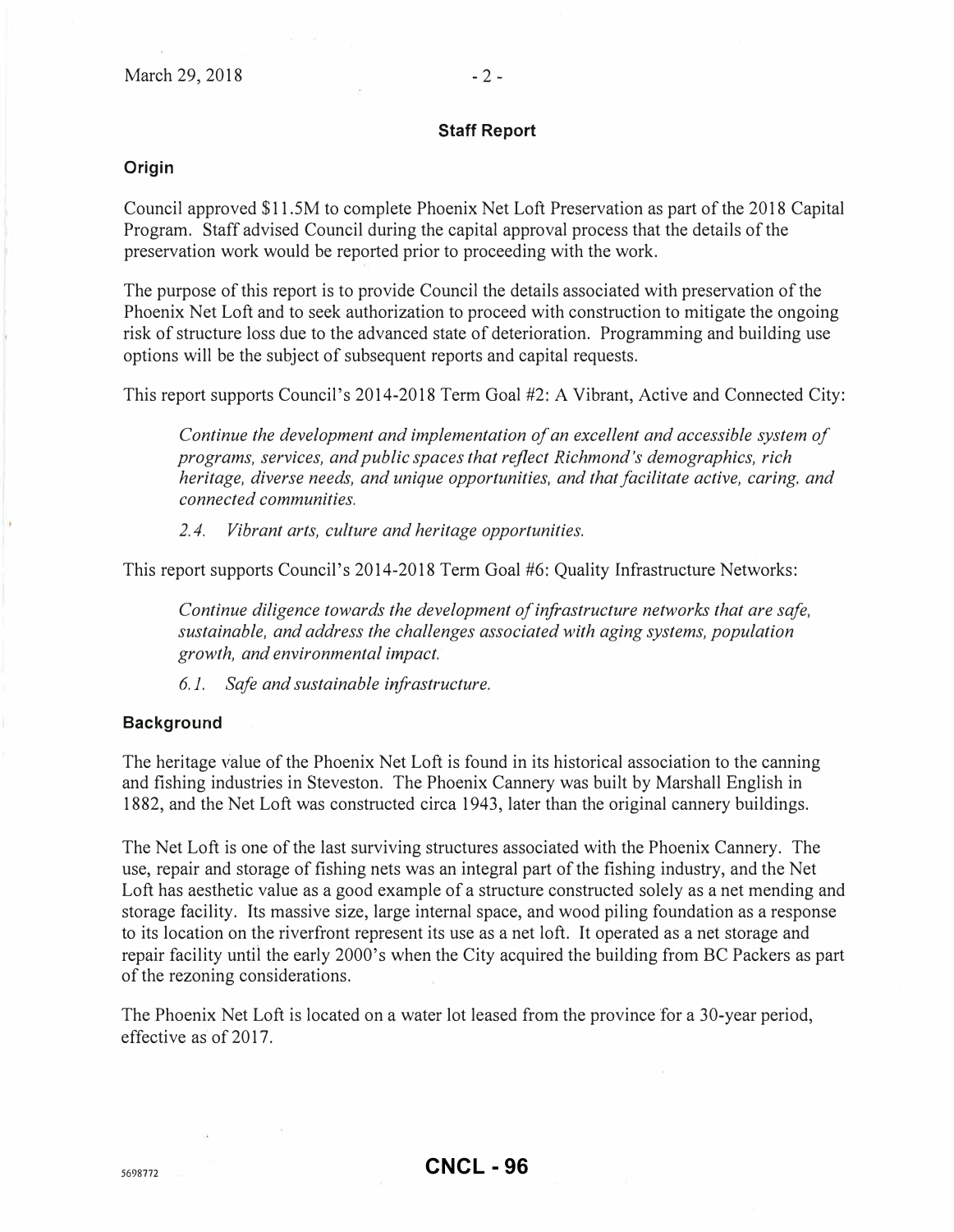## Staff Report

### Origin

Council approved $11.5M to complete Phoenix Net Loft Preservation as part of the 2018 Capital Program. Staff advised Council during the capital approval process that the details of the preservation work would be reported prior to proceeding with the work.

The purpose of this report is to provide Council the details associated with preservation of the Phoenix Net Loft and to seek authorization to proceed with construction to mitigate the ongoing risk of structure loss due to the advanced state of deterioration. Programming and building use options will be the subject of subsequent reports and capital requests.

This report supports Council's 2014-2018 Term Goal #2: A Vibrant, Active and Connected City:

> *Continue the development and implementation of an excellent and accessible system of programs, services, and public spaces that reflect Richmond's demographics, rich heritage, diverse needs, and unique opportunities, and that facilitate active, caring, and connected communities.*
>
> *2.4. Vibrant arts, culture and heritage opportunities.*

This report supports Council's 2014-2018 Term Goal #6: Quality Infrastructure Networks:

> *Continue diligence towards the development of infrastructure networks that are safe, sustainable, and address the challenges associated with aging systems, population growth, and environmental impact.*
>
> *6.1. Safe and sustainable infrastructure.*

### Background

The heritage value of the Phoenix Net Loft is found in its historical association to the canning and fishing industries in Steveston. The Phoenix Cannery was built by Marshall English in 1882, and the Net Loft was constructed circa 1943, later than the original cannery buildings.

The Net Loft is one of the last surviving structures associated with the Phoenix Cannery. The use, repair and storage of fishing nets was an integral part of the fishing industry, and the Net Loft has aesthetic value as a good example of a structure constructed solely as a net mending and storage facility. Its massive size, large internal space, and wood piling foundation as a response to its location on the riverfront represent its use as a net loft. It operated as a net storage and repair facility until the early 2000's when the City acquired the building from BC Packers as part of the rezoning considerations.

The Phoenix Net Loft is located on a water lot leased from the province for a 30-year period, effective as of 2017.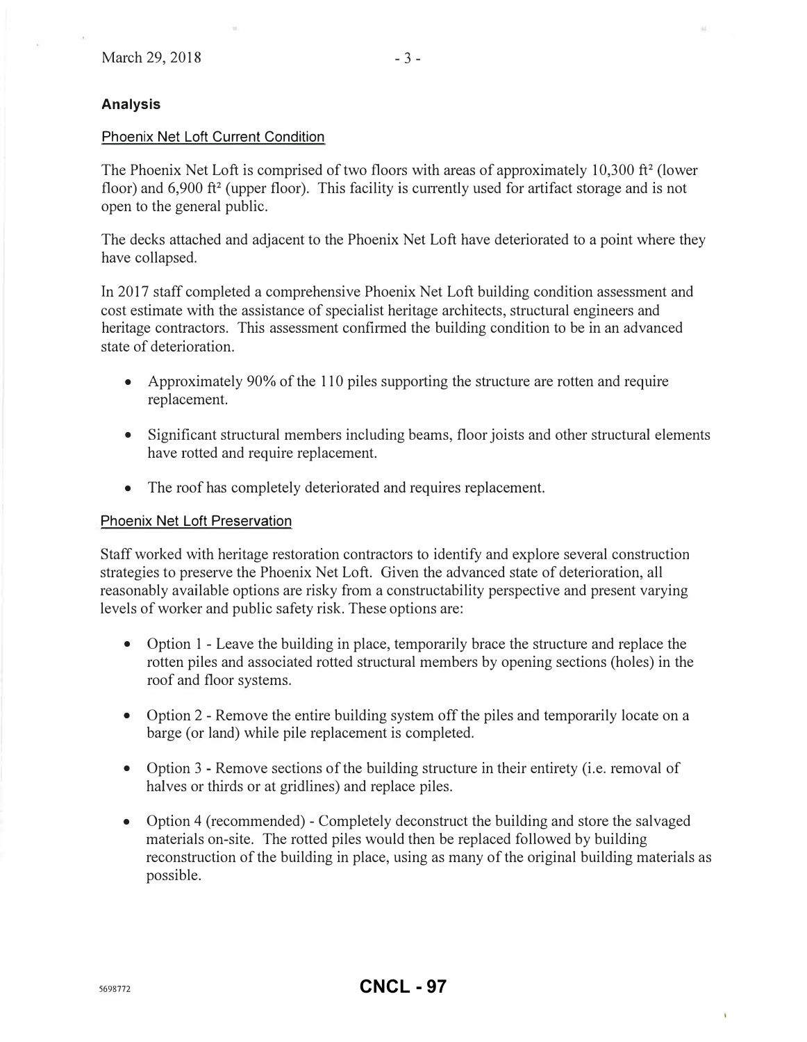## Analysis

### Phoenix Net Loft Current Condition

The Phoenix Net Loft is comprised of two floors with areas of approximately 10,300 ft² (lower floor) and 6,900 ft² (upper floor). This facility is currently used for artifact storage and is not open to the general public.

The decks attached and adjacent to the Phoenix Net Loft have deteriorated to a point where they have collapsed.

In 2017 staff completed a comprehensive Phoenix Net Loft building condition assessment and cost estimate with the assistance of specialist heritage architects, structural engineers and heritage contractors. This assessment confirmed the building condition to be in an advanced state of deterioration.

- Approximately 90% of the 110 piles supporting the structure are rotten and require replacement.
- Significant structural members including beams, floor joists and other structural elements have rotted and require replacement.
- The roof has completely deteriorated and requires replacement.

### Phoenix Net Loft Preservation

Staff worked with heritage restoration contractors to identify and explore several construction strategies to preserve the Phoenix Net Loft. Given the advanced state of deterioration, all reasonably available options are risky from a constructability perspective and present varying levels of worker and public safety risk. These options are:

- Option 1 - Leave the building in place, temporarily brace the structure and replace the rotten piles and associated rotted structural members by opening sections (holes) in the roof and floor systems.
- Option 2 - Remove the entire building system off the piles and temporarily locate on a barge (or land) while pile replacement is completed.
- Option 3 - Remove sections of the building structure in their entirety (i.e. removal of halves or thirds or at gridlines) and replace piles.
- Option 4 (recommended) - Completely deconstruct the building and store the salvaged materials on-site. The rotted piles would then be replaced followed by building reconstruction of the building in place, using as many of the original building materials as possible.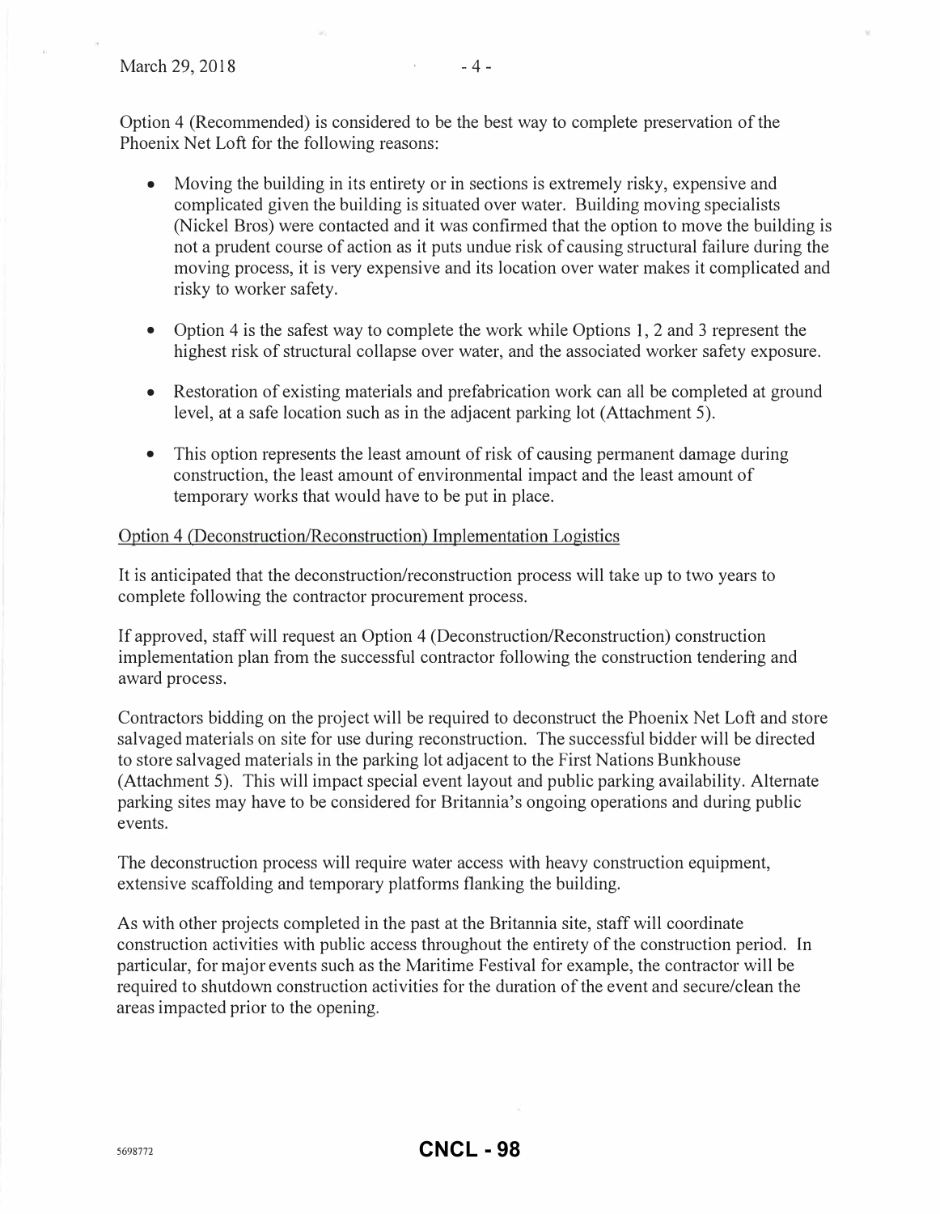Option 4 (Recommended) is considered to be the best way to complete preservation of the Phoenix Net Loft for the following reasons:

- Moving the building in its entirety or in sections is extremely risky, expensive and complicated given the building is situated over water. Building moving specialists (Nickel Bros) were contacted and it was confirmed that the option to move the building is not a prudent course of action as it puts undue risk of causing structural failure during the moving process, it is very expensive and its location over water makes it complicated and risky to worker safety.
- Option 4 is the safest way to complete the work while Options 1, 2 and 3 represent the highest risk of structural collapse over water, and the associated worker safety exposure.
- Restoration of existing materials and prefabrication work can all be completed at ground level, at a safe location such as in the adjacent parking lot (Attachment 5).
- This option represents the least amount of risk of causing permanent damage during construction, the least amount of environmental impact and the least amount of temporary works that would have to be put in place.

Option 4 (Deconstruction/Reconstruction) Implementation Logistics

It is anticipated that the deconstruction/reconstruction process will take up to two years to complete following the contractor procurement process.

If approved, staff will request an Option 4 (Deconstruction/Reconstruction) construction implementation plan from the successful contractor following the construction tendering and award process.

Contractors bidding on the project will be required to deconstruct the Phoenix Net Loft and store salvaged materials on site for use during reconstruction. The successful bidder will be directed to store salvaged materials in the parking lot adjacent to the First Nations Bunkhouse (Attachment 5). This will impact special event layout and public parking availability. Alternate parking sites may have to be considered for Britannia's ongoing operations and during public events.

The deconstruction process will require water access with heavy construction equipment, extensive scaffolding and temporary platforms flanking the building.

As with other projects completed in the past at the Britannia site, staff will coordinate construction activities with public access throughout the entirety of the construction period. In particular, for major events such as the Maritime Festival for example, the contractor will be required to shutdown construction activities for the duration of the event and secure/clean the areas impacted prior to the opening.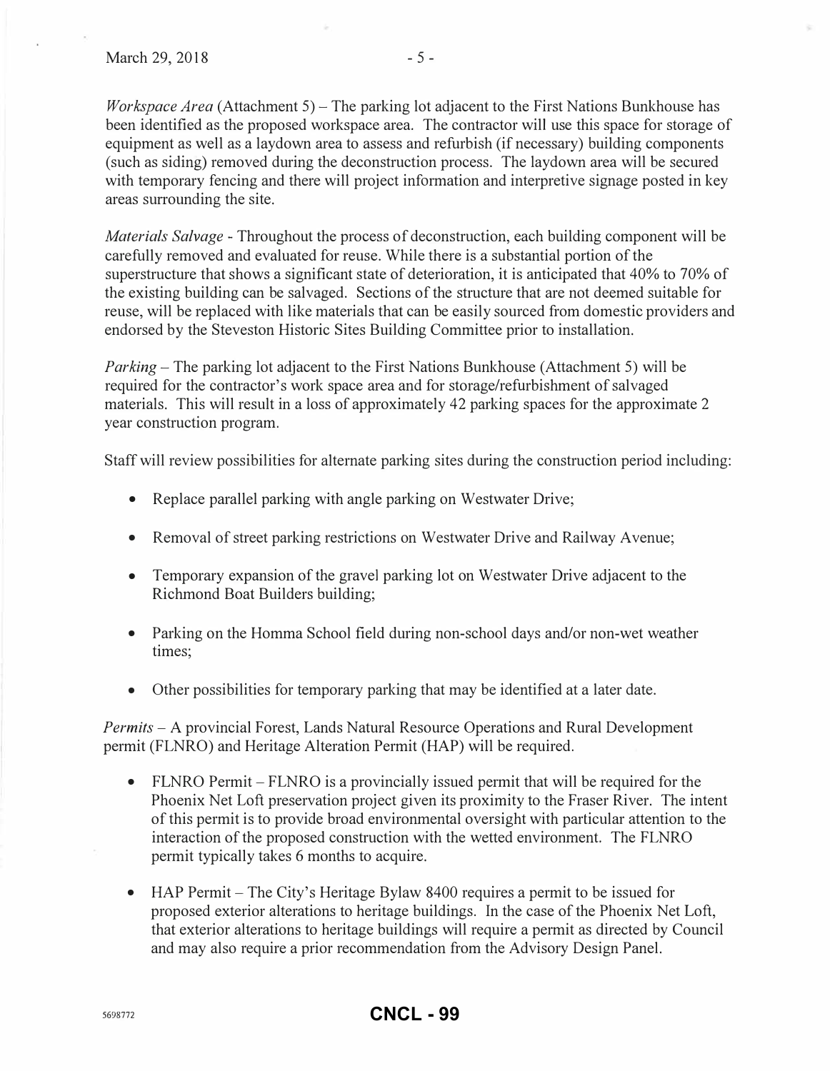*Workspace Area* (Attachment 5) – The parking lot adjacent to the First Nations Bunkhouse has been identified as the proposed workspace area. The contractor will use this space for storage of equipment as well as a laydown area to assess and refurbish (if necessary) building components (such as siding) removed during the deconstruction process. The laydown area will be secured with temporary fencing and there will project information and interpretive signage posted in key areas surrounding the site.

*Materials Salvage* - Throughout the process of deconstruction, each building component will be carefully removed and evaluated for reuse. While there is a substantial portion of the superstructure that shows a significant state of deterioration, it is anticipated that 40% to 70% of the existing building can be salvaged. Sections of the structure that are not deemed suitable for reuse, will be replaced with like materials that can be easily sourced from domestic providers and endorsed by the Steveston Historic Sites Building Committee prior to installation.

*Parking* – The parking lot adjacent to the First Nations Bunkhouse (Attachment 5) will be required for the contractor's work space area and for storage/refurbishment of salvaged materials. This will result in a loss of approximately 42 parking spaces for the approximate 2 year construction program.

Staff will review possibilities for alternate parking sites during the construction period including:

- Replace parallel parking with angle parking on Westwater Drive;
- Removal of street parking restrictions on Westwater Drive and Railway Avenue;
- Temporary expansion of the gravel parking lot on Westwater Drive adjacent to the Richmond Boat Builders building;
- Parking on the Homma School field during non-school days and/or non-wet weather times;
- Other possibilities for temporary parking that may be identified at a later date.

*Permits* – A provincial Forest, Lands Natural Resource Operations and Rural Development permit (FLNRO) and Heritage Alteration Permit (HAP) will be required.

- FLNRO Permit – FLNRO is a provincially issued permit that will be required for the Phoenix Net Loft preservation project given its proximity to the Fraser River. The intent of this permit is to provide broad environmental oversight with particular attention to the interaction of the proposed construction with the wetted environment. The FLNRO permit typically takes 6 months to acquire.
- HAP Permit – The City's Heritage Bylaw 8400 requires a permit to be issued for proposed exterior alterations to heritage buildings. In the case of the Phoenix Net Loft, that exterior alterations to heritage buildings will require a permit as directed by Council and may also require a prior recommendation from the Advisory Design Panel.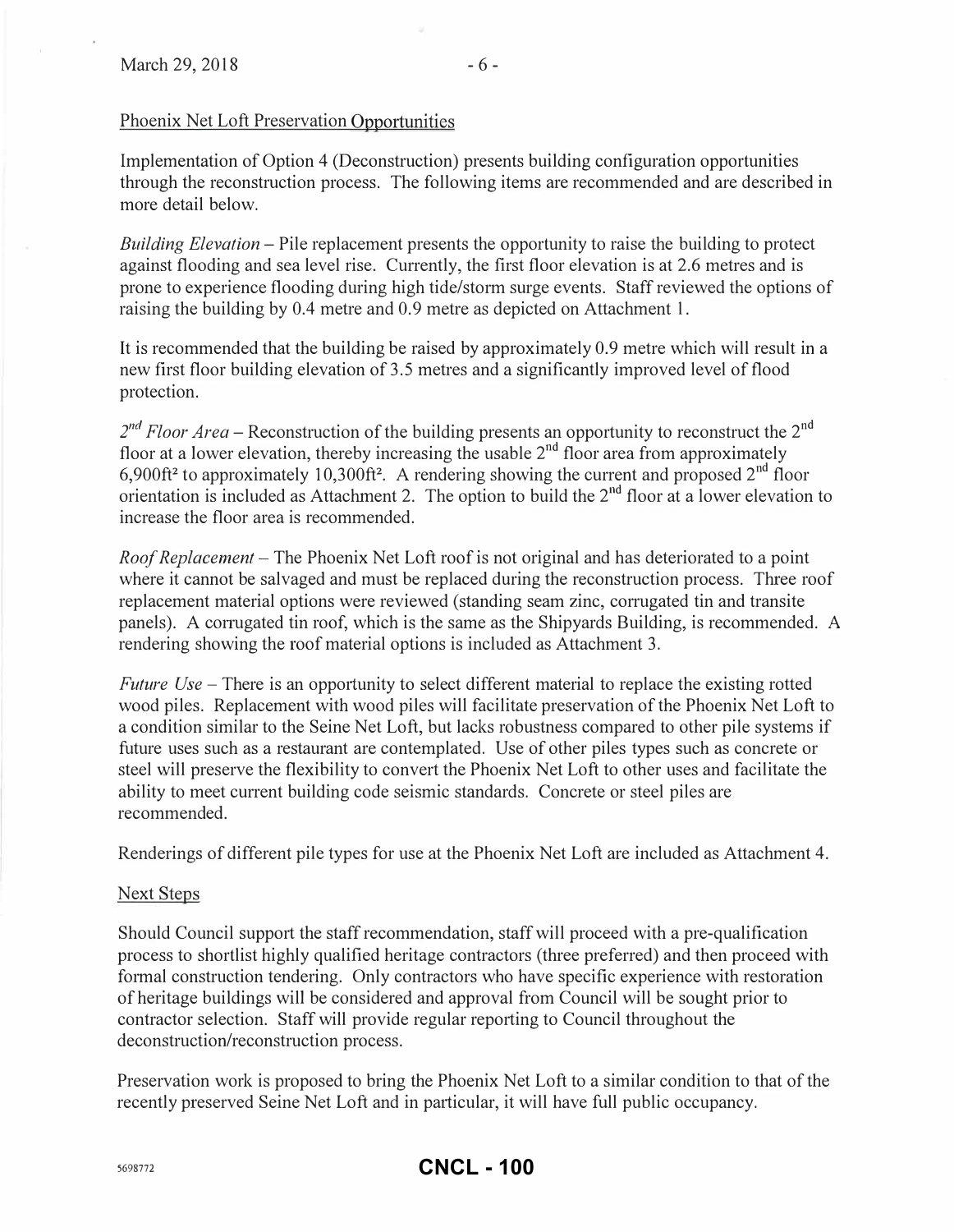Phoenix Net Loft Preservation Opportunities

Implementation of Option 4 (Deconstruction) presents building configuration opportunities through the reconstruction process. The following items are recommended and are described in more detail below.

*Building Elevation* – Pile replacement presents the opportunity to raise the building to protect against flooding and sea level rise. Currently, the first floor elevation is at 2.6 metres and is prone to experience flooding during high tide/storm surge events. Staff reviewed the options of raising the building by 0.4 metre and 0.9 metre as depicted on Attachment 1.

It is recommended that the building be raised by approximately 0.9 metre which will result in a new first floor building elevation of 3.5 metres and a significantly improved level of flood protection.

*2nd Floor Area* – Reconstruction of the building presents an opportunity to reconstruct the 2nd floor at a lower elevation, thereby increasing the usable 2nd floor area from approximately 6,900ft² to approximately 10,300ft². A rendering showing the current and proposed 2nd floor orientation is included as Attachment 2. The option to build the 2nd floor at a lower elevation to increase the floor area is recommended.

*Roof Replacement* – The Phoenix Net Loft roof is not original and has deteriorated to a point where it cannot be salvaged and must be replaced during the reconstruction process. Three roof replacement material options were reviewed (standing seam zinc, corrugated tin and transite panels). A corrugated tin roof, which is the same as the Shipyards Building, is recommended. A rendering showing the roof material options is included as Attachment 3.

*Future Use* – There is an opportunity to select different material to replace the existing rotted wood piles. Replacement with wood piles will facilitate preservation of the Phoenix Net Loft to a condition similar to the Seine Net Loft, but lacks robustness compared to other pile systems if future uses such as a restaurant are contemplated. Use of other piles types such as concrete or steel will preserve the flexibility to convert the Phoenix Net Loft to other uses and facilitate the ability to meet current building code seismic standards. Concrete or steel piles are recommended.

Renderings of different pile types for use at the Phoenix Net Loft are included as Attachment 4.

Next Steps

Should Council support the staff recommendation, staff will proceed with a pre-qualification process to shortlist highly qualified heritage contractors (three preferred) and then proceed with formal construction tendering. Only contractors who have specific experience with restoration of heritage buildings will be considered and approval from Council will be sought prior to contractor selection. Staff will provide regular reporting to Council throughout the deconstruction/reconstruction process.

Preservation work is proposed to bring the Phoenix Net Loft to a similar condition to that of the recently preserved Seine Net Loft and in particular, it will have full public occupancy.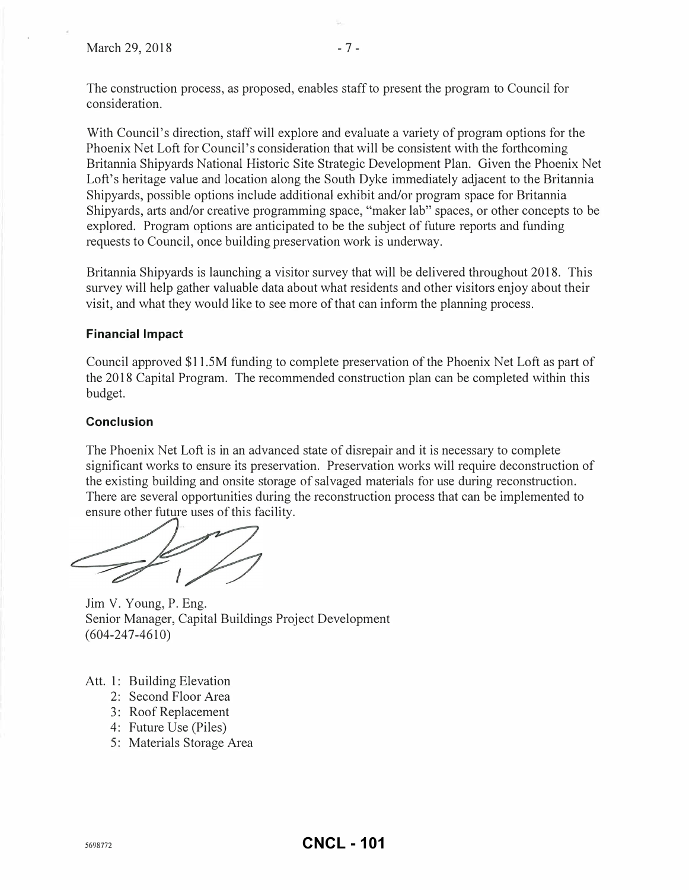The construction process, as proposed, enables staff to present the program to Council for consideration.

With Council's direction, staff will explore and evaluate a variety of program options for the Phoenix Net Loft for Council's consideration that will be consistent with the forthcoming Britannia Shipyards National Historic Site Strategic Development Plan. Given the Phoenix Net Loft's heritage value and location along the South Dyke immediately adjacent to the Britannia Shipyards, possible options include additional exhibit and/or program space for Britannia Shipyards, arts and/or creative programming space, "maker lab" spaces, or other concepts to be explored. Program options are anticipated to be the subject of future reports and funding requests to Council, once building preservation work is underway.

Britannia Shipyards is launching a visitor survey that will be delivered throughout 2018. This survey will help gather valuable data about what residents and other visitors enjoy about their visit, and what they would like to see more of that can inform the planning process.

### Financial Impact

Council approved $11.5M funding to complete preservation of the Phoenix Net Loft as part of the 2018 Capital Program. The recommended construction plan can be completed within this budget.

### Conclusion

The Phoenix Net Loft is in an advanced state of disrepair and it is necessary to complete significant works to ensure its preservation. Preservation works will require deconstruction of the existing building and onsite storage of salvaged materials for use during reconstruction. There are several opportunities during the reconstruction process that can be implemented to ensure other future uses of this facility.

Jim V. Young, P. Eng.
Senior Manager, Capital Buildings Project Development
(604-247-4610)

Att. 1: Building Elevation
2: Second Floor Area
3: Roof Replacement
4: Future Use (Piles)
5: Materials Storage Area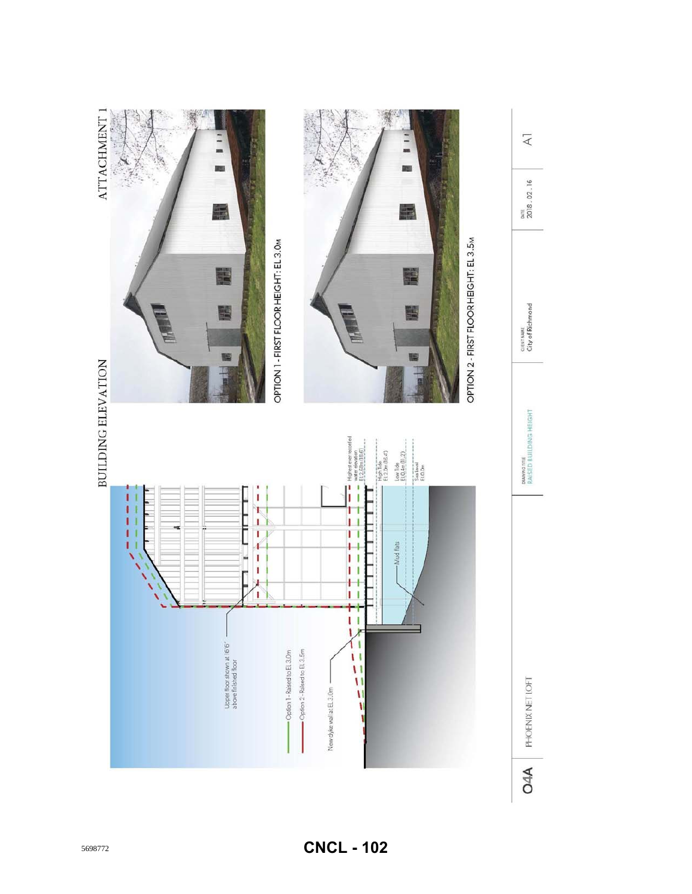ATTACHMENT 1

# BUILDING ELEVATION

Upper floor shown at 6'6" above finished floor

Option 1 - Raised to EL 3.0m

Option 2 - Raised to EL 3.5m

New dyke wall at EL 3.0m

Highest ever recorded water elevation EL 2.68m (8.6')

High Tide EL 2.0m (6.4')

Low Tide EL 0.4m (1.2')

Sea level EL 0.0m

Mud flats

OPTION 1 - FIRST FLOOR HEIGHT: EL 3.0M

OPTION 2 - FIRST FLOOR HEIGHT: EL 3.5M

| O4A | PHOENIX NET LOFT | DRAWING TITLE RAISED BUILDING HEIGHT | CLIENT NAME City of Richmond | DATE 2018 . 02 . 16 | A1 |
|---|---|---|---|---|---|

5698772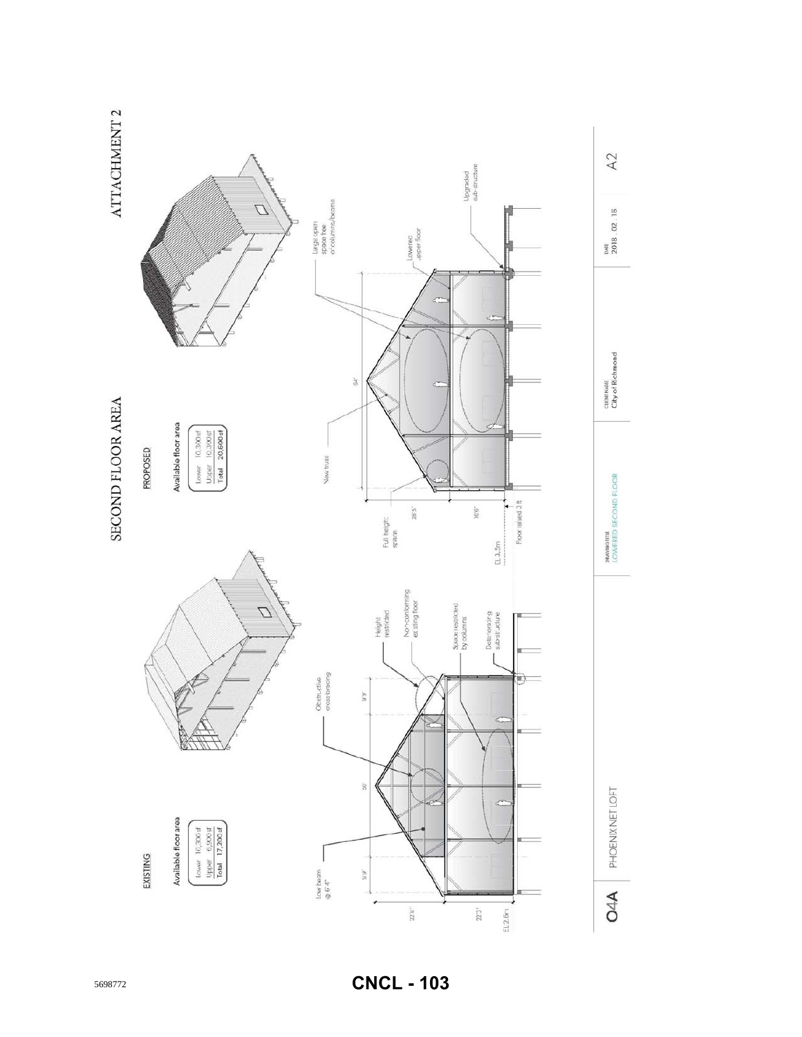ATTACHMENT 2

# SECOND FLOOR AREA

## EXISTING

Available floor area

| | |
|---|---|
| Lower | 10,300 sf |
| Upper | 6,900 sf |
| Total | 17,200 sf |

Low beam @ 6'4"

Obstructive cross bracing

Height restricted

Non-conforming existing floor

Space restricted by columns

Deteriorating substructure

22'0"

22'0"

EL 2.6m

9'9"

50'

9'9"

## PROPOSED

Available floor area

| | |
|---|---|
| Lower | 10,300 sf |
| Upper | 10,300 sf |
| Total | 20,600 sf |

New truss

Large open space free of columns/beams

Lowered upper floor

Upgraded sub-structure

Full height space

28'5"

16'6"

EL 3.5m

Floor raised 3 ft

64'

O4A | PHOENIX NET LOFT | DRAWING TITLE: LOWERED SECOND FLOOR | CLIENT NAME: City of Richmond | DATE: 2018 . 02 . 15 | A2

5698772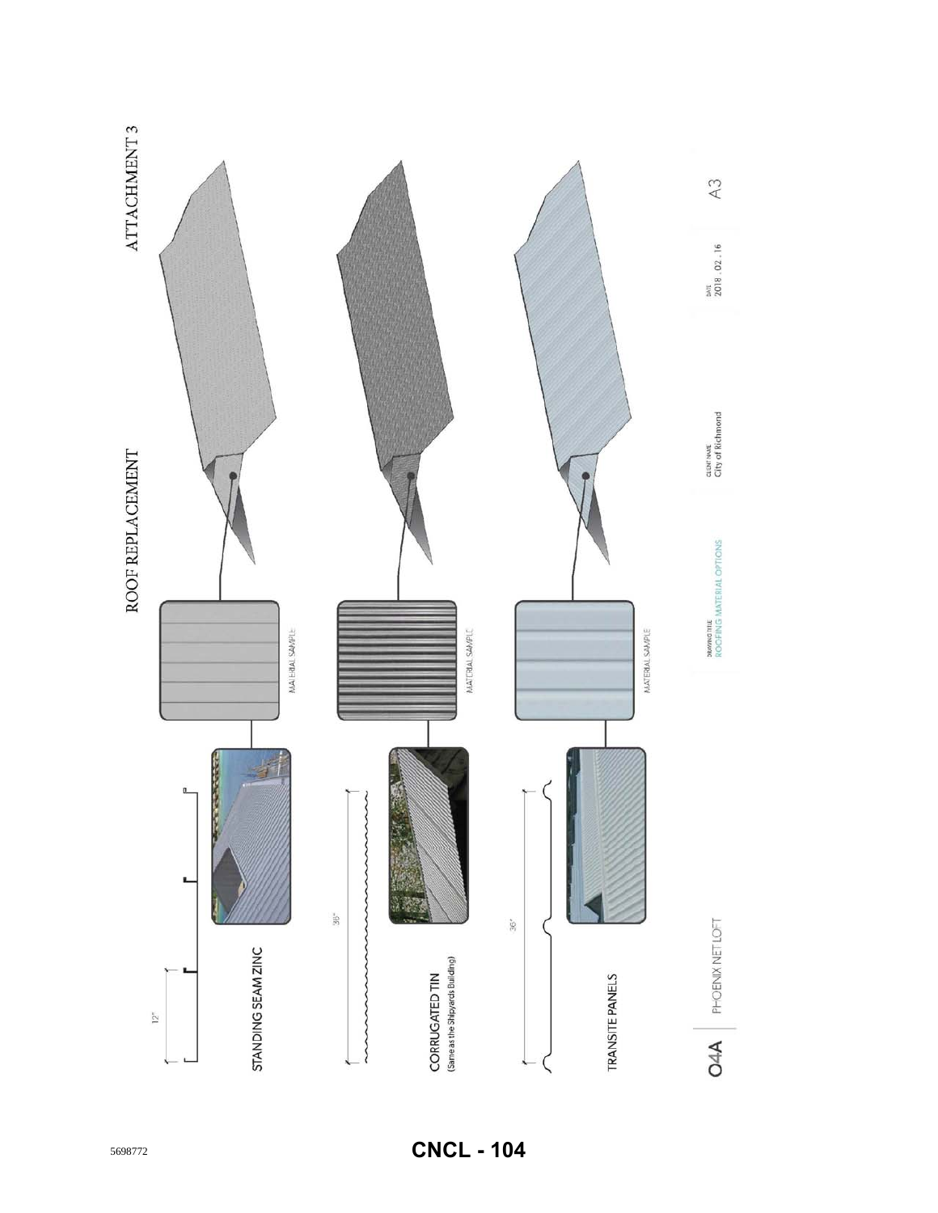# ATTACHMENT 3

## ROOF REPLACEMENT

12"

STANDING SEAM ZINC

MATERIAL SAMPLE

36"

CORRUGATED TIN
(Same as the Shipyards Building)

MATERIAL SAMPLE

36"

TRANSITE PANELS

MATERIAL SAMPLE

O4A | PHOENIX NET LOFT

DRAWING TITLE
ROOFING MATERIAL OPTIONS

CLIENT NAME
City of Richmond

DATE
2018 . 02 . 16

A3

5698772

CNCL - 104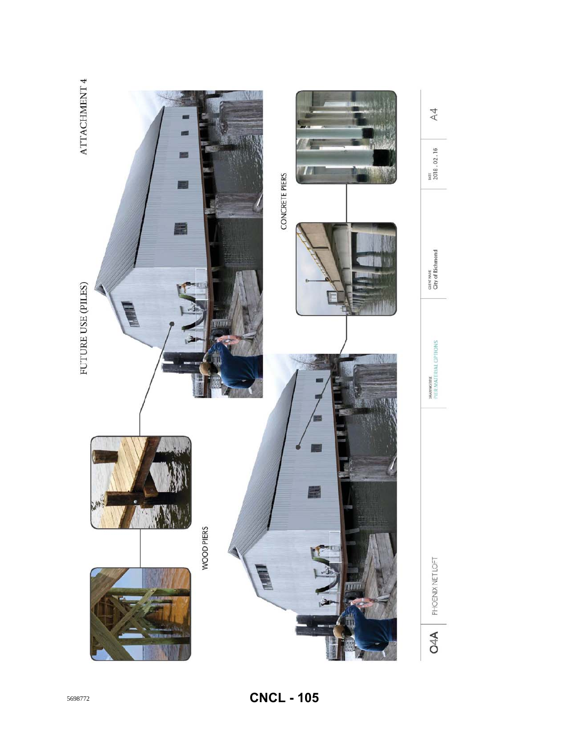# ATTACHMENT 4

## FUTURE USE (PILES)

WOOD PIERS

CONCRETE PIERS

| O4A | PHOENIX NET LOFT | DRAWING TITLE PIER MATERIAL OPTIONS | CLIENT NAME City of Richmond | DATE 2018.02.16 | A4 |
|---|---|---|---|---|---|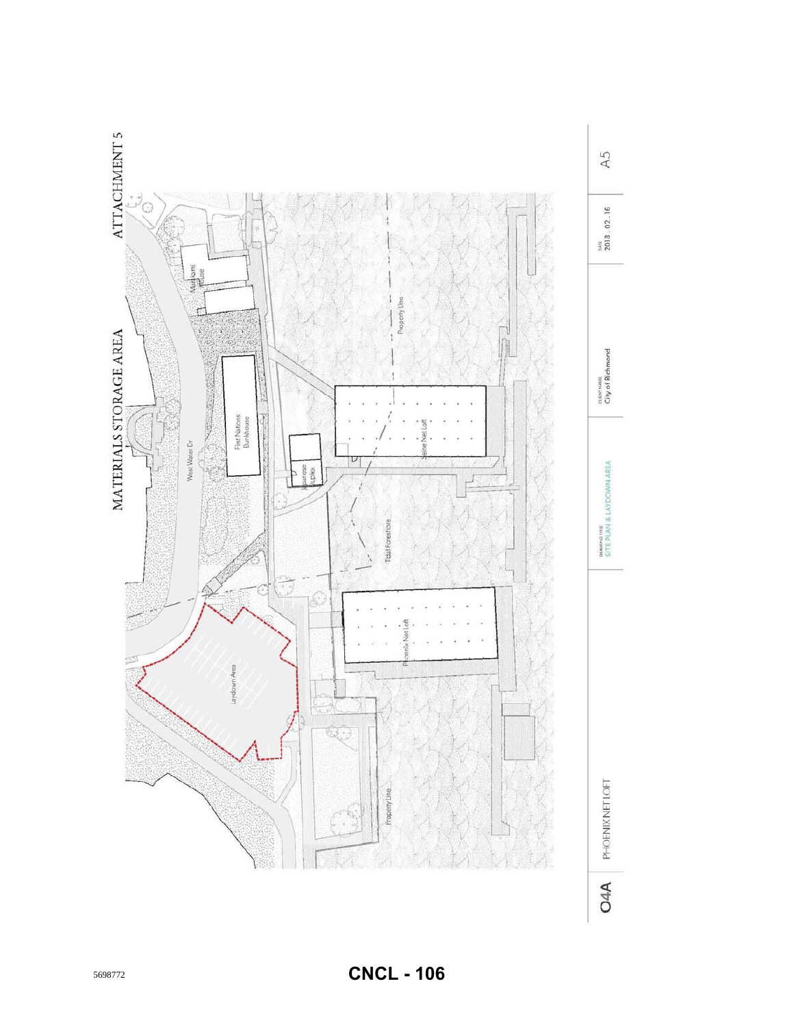# ATTACHMENT 5

# MATERIALS STORAGE AREA

West Water Dr

Murakami House

First Nations Bunkhouse

Japanese Duplex

Seine Net Loft

Property Line

Tidal Foreshore

Phoenix Net Loft

Laydown Area

Property Line

O4A

PHOENIX NET LOFT

DRAWING TITLE
SITE PLAN & LAYDOWN AREA

CLIENT NAME
City of Richmond

DATE
2018 . 02 . 16

A5

5698772

CNCL - 106